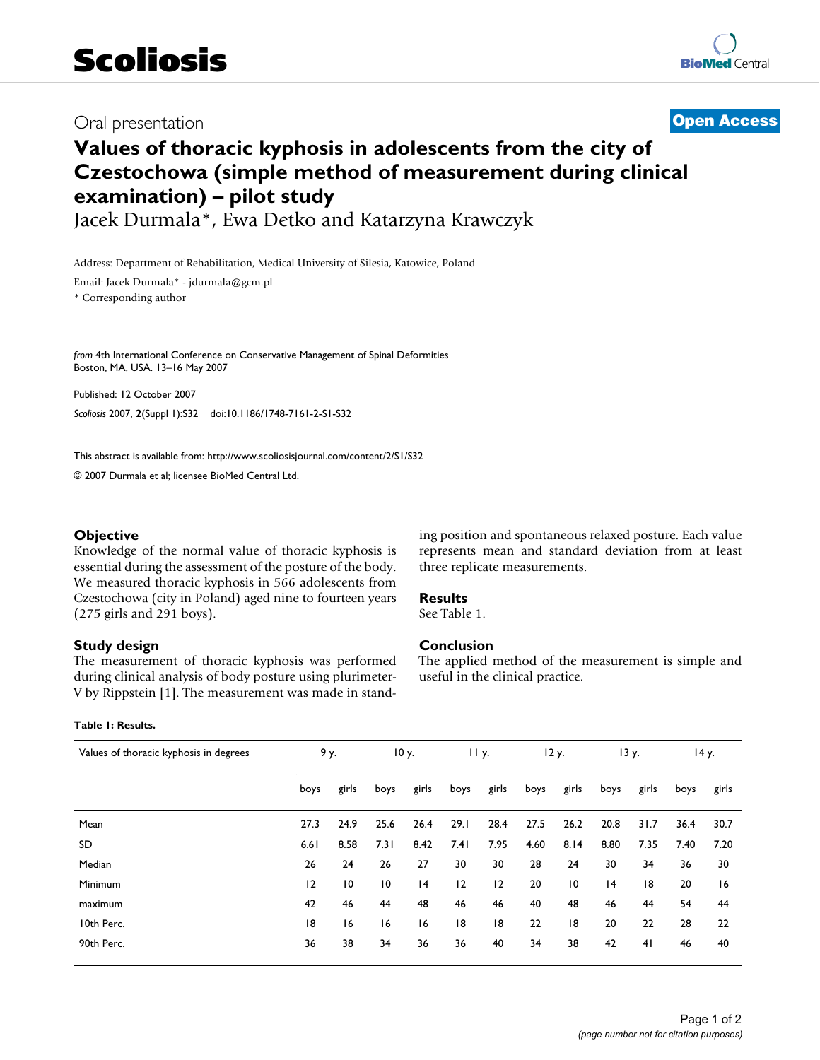# Scoliosis

Oral presentation

**Open Access**

# Values of thoracic kyphosis in adolescents from the city of Czestochowa (simple method of measurement during clinical examination) – pilot study

Jacek Durmala*, Ewa Detko and Katarzyna Krawczyk

Address: Department of Rehabilitation, Medical University of Silesia, Katowice, Poland

Email: Jacek Durmala* - jdurmala@gcm.pl

\* Corresponding author

*from* 4th International Conference on Conservative Management of Spinal Deformities
Boston, MA, USA. 13–16 May 2007

Published: 12 October 2007

*Scoliosis* 2007, **2**(Suppl 1):S32 doi:10.1186/1748-7161-2-S1-S32

This abstract is available from: http://www.scoliosisjournal.com/content/2/S1/S32

© 2007 Durmala et al; licensee BioMed Central Ltd.

## Objective

Knowledge of the normal value of thoracic kyphosis is essential during the assessment of the posture of the body. We measured thoracic kyphosis in 566 adolescents from Czestochowa (city in Poland) aged nine to fourteen years (275 girls and 291 boys).

## Study design

The measurement of thoracic kyphosis was performed during clinical analysis of body posture using plurimeter-V by Rippstein [1]. The measurement was made in standing position and spontaneous relaxed posture. Each value represents mean and standard deviation from at least three replicate measurements.

## Results

See Table 1.

## Conclusion

The applied method of the measurement is simple and useful in the clinical practice.

**Table 1: Results.**

| Values of thoracic kyphosis in degrees | 9 y. | | 10 y. | | 11 y. | | 12 y. | | 13 y. | | 14 y. | |
|---|---|---|---|---|---|---|---|---|---|---|---|---|
| | boys | girls | boys | girls | boys | girls | boys | girls | boys | girls | boys | girls |
| Mean | 27.3 | 24.9 | 25.6 | 26.4 | 29.1 | 28.4 | 27.5 | 26.2 | 20.8 | 31.7 | 36.4 | 30.7 |
| SD | 6.61 | 8.58 | 7.31 | 8.42 | 7.41 | 7.95 | 4.60 | 8.14 | 8.80 | 7.35 | 7.40 | 7.20 |
| Median | 26 | 24 | 26 | 27 | 30 | 30 | 28 | 24 | 30 | 34 | 36 | 30 |
| Minimum | 12 | 10 | 10 | 14 | 12 | 12 | 20 | 10 | 14 | 18 | 20 | 16 |
| maximum | 42 | 46 | 44 | 48 | 46 | 46 | 40 | 48 | 46 | 44 | 54 | 44 |
| 10th Perc. | 18 | 16 | 16 | 16 | 18 | 18 | 22 | 18 | 20 | 22 | 28 | 22 |
| 90th Perc. | 36 | 38 | 34 | 36 | 36 | 40 | 34 | 38 | 42 | 41 | 46 | 40 |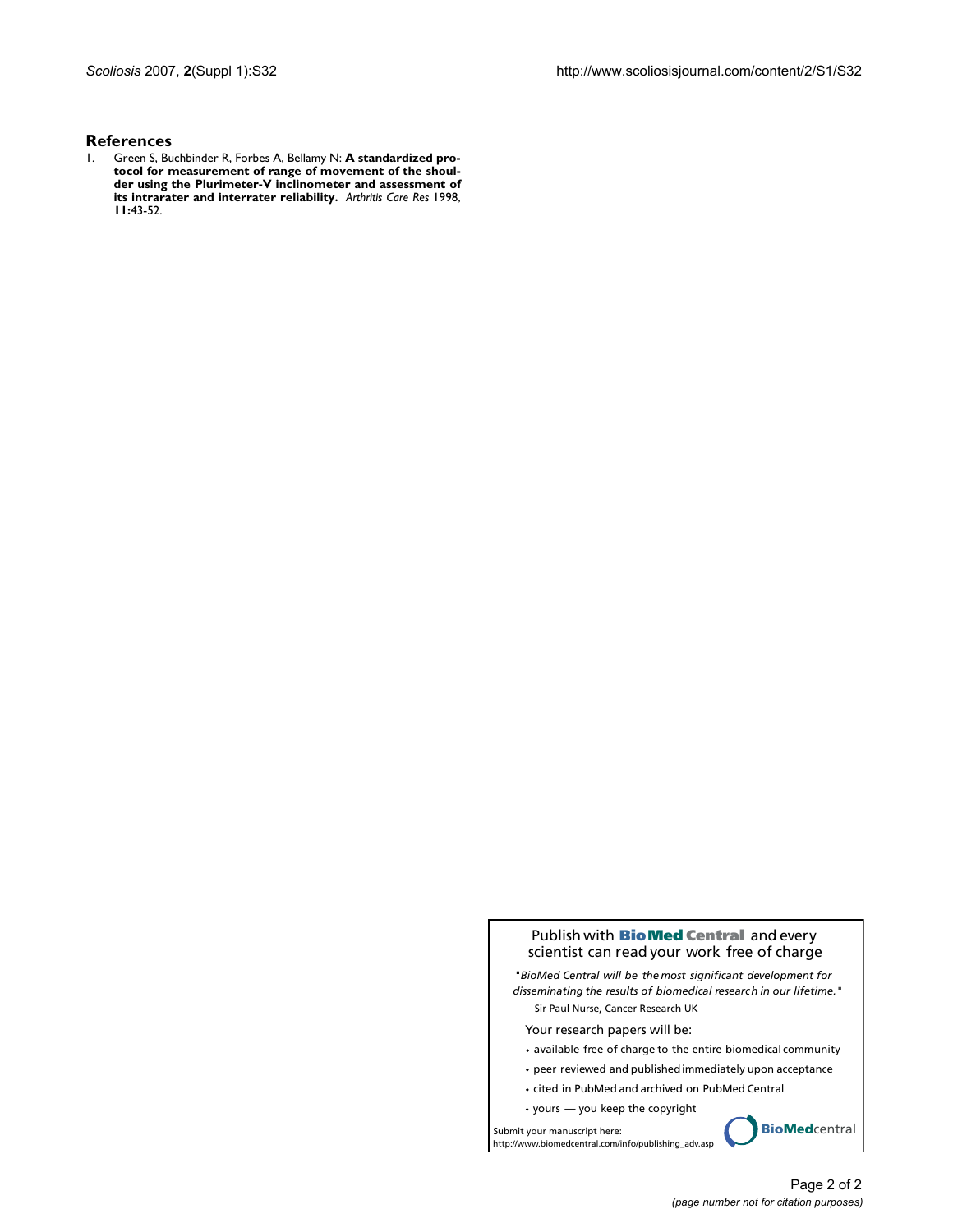## References

1. Green S, Buchbinder R, Forbes A, Bellamy N: **A standardized protocol for measurement of range of movement of the shoulder using the Plurimeter-V inclinometer and assessment of its intrarater and interrater reliability.** *Arthritis Care Res* 1998, **11:**43-52.

Publish with **BioMed Central** and every scientist can read your work free of charge

*"BioMed Central will be the most significant development for disseminating the results of biomedical research in our lifetime."*
Sir Paul Nurse, Cancer Research UK

Your research papers will be:

- available free of charge to the entire biomedical community
- peer reviewed and published immediately upon acceptance
- cited in PubMed and archived on PubMed Central
- yours — you keep the copyright

Submit your manuscript here:
http://www.biomedcentral.com/info/publishing_adv.asp

**BioMed**central